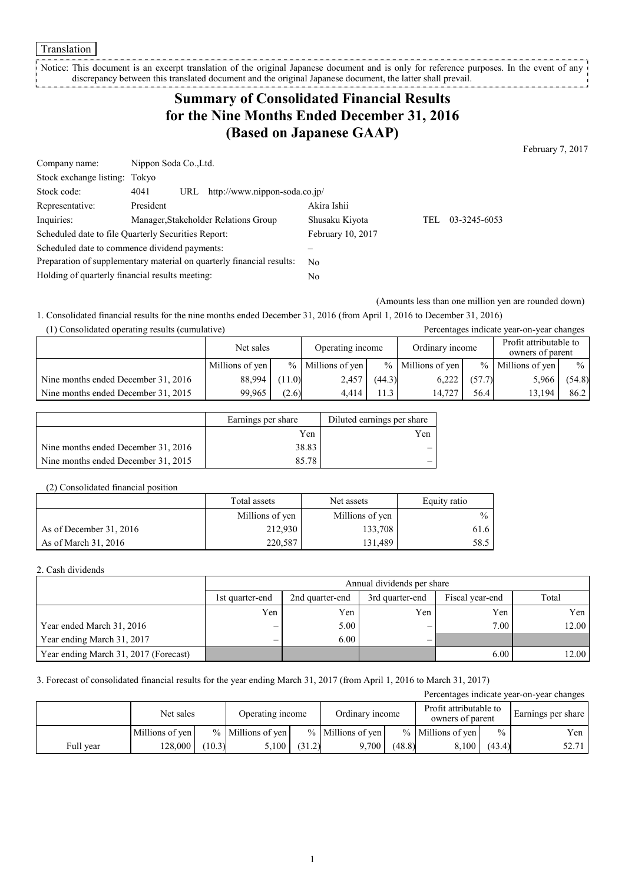Translation

Notice: This document is an excerpt translation of the original Japanese document and is only for reference purposes. In the event of any discrepancy between this translated document and the original Japanese document, the latter shall prevail.

# Summary of Consolidated Financial Results for the Nine Months Ended December 31, 2016 (Based on Japanese GAAP)

February 7, 2017

| | | | |
|---|---|---|---|
| Company name: | Nippon Soda Co.,Ltd. | | |
| Stock exchange listing: | Tokyo | | |
| Stock code: | 4041 URL http://www.nippon-soda.co.jp/ | | |
| Representative: | President | Akira Ishii | |
| Inquiries: | Manager,Stakeholder Relations Group | Shusaku Kiyota | TEL 03-3245-6053 |
| Scheduled date to file Quarterly Securities Report: | | February 10, 2017 | |
| Scheduled date to commence dividend payments: | | – | |
| Preparation of supplementary material on quarterly financial results: | | No | |
| Holding of quarterly financial results meeting: | | No | |

(Amounts less than one million yen are rounded down)

1. Consolidated financial results for the nine months ended December 31, 2016 (from April 1, 2016 to December 31, 2016)

(1) Consolidated operating results (cumulative)

Percentages indicate year-on-year changes

| | Net sales | | Operating income | | Ordinary income | | Profit attributable to owners of parent | |
|---|---|---|---|---|---|---|---|---|
| | Millions of yen | % | Millions of yen | % | Millions of yen | % | Millions of yen | % |
| Nine months ended December 31, 2016 | 88,994 | (11.0) | 2,457 | (44.3) | 6,222 | (57.7) | 5,966 | (54.8) |
| Nine months ended December 31, 2015 | 99,965 | (2.6) | 4,414 | 11.3 | 14,727 | 56.4 | 13,194 | 86.2 |

| | Earnings per share | Diluted earnings per share |
|---|---|---|
| | Yen | Yen |
| Nine months ended December 31, 2016 | 38.83 | – |
| Nine months ended December 31, 2015 | 85.78 | – |

(2) Consolidated financial position

| | Total assets | Net assets | Equity ratio |
|---|---|---|---|
| | Millions of yen | Millions of yen | % |
| As of December 31, 2016 | 212,930 | 133,708 | 61.6 |
| As of March 31, 2016 | 220,587 | 131,489 | 58.5 |

2. Cash dividends

| | Annual dividends per share | | | | |
|---|---|---|---|---|---|
| | 1st quarter-end | 2nd quarter-end | 3rd quarter-end | Fiscal year-end | Total |
| | Yen | Yen | Yen | Yen | Yen |
| Year ended March 31, 2016 | – | 5.00 | – | 7.00 | 12.00 |
| Year ending March 31, 2017 | – | 6.00 | – | | |
| Year ending March 31, 2017 (Forecast) | | | | 6.00 | 12.00 |

3. Forecast of consolidated financial results for the year ending March 31, 2017 (from April 1, 2016 to March 31, 2017)

Percentages indicate year-on-year changes

| | Net sales | | Operating income | | Ordinary income | | Profit attributable to owners of parent | | Earnings per share |
|---|---|---|---|---|---|---|---|---|---|
| | Millions of yen | % | Millions of yen | % | Millions of yen | % | Millions of yen | % | Yen |
| Full year | 128,000 | (10.3) | 5,100 | (31.2) | 9,700 | (48.8) | 8,100 | (43.4) | 52.71 |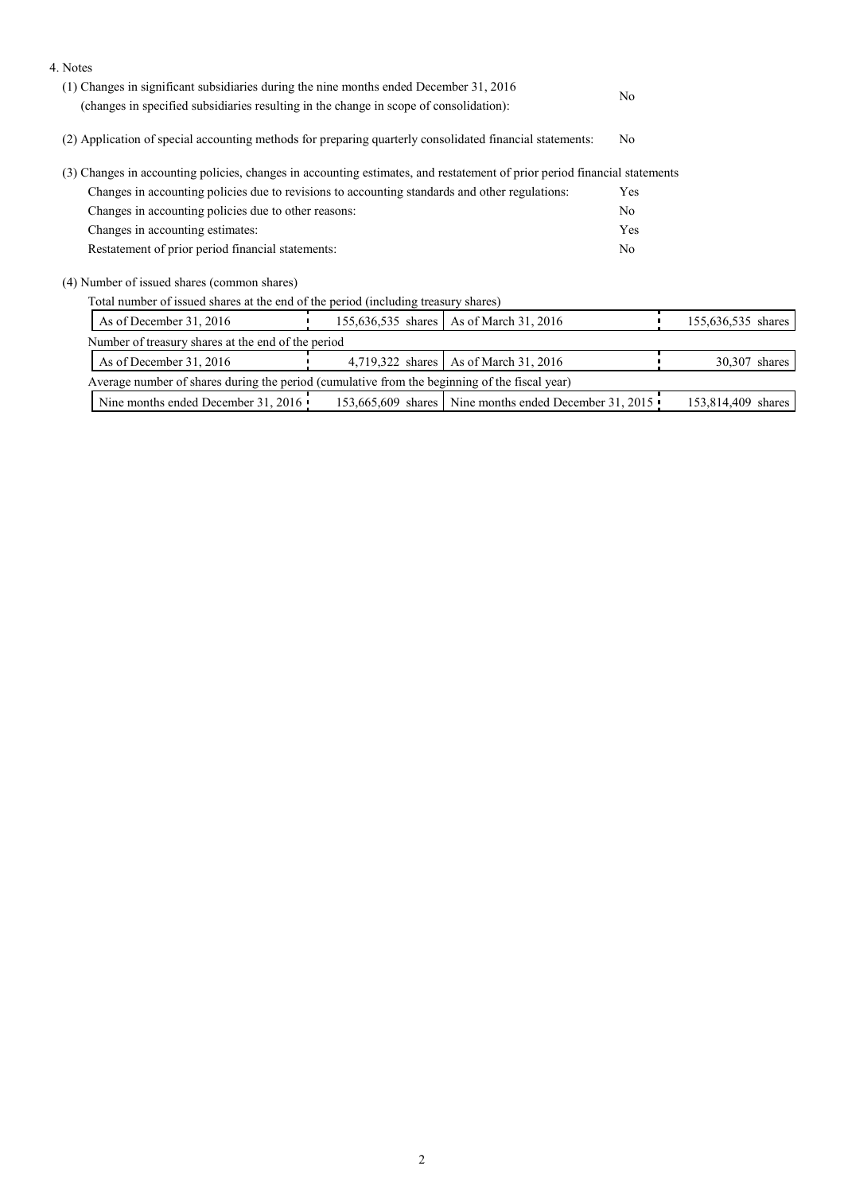4. Notes

(1) Changes in significant subsidiaries during the nine months ended December 31, 2016 (changes in specified subsidiaries resulting in the change in scope of consolidation): No

(2) Application of special accounting methods for preparing quarterly consolidated financial statements: No

(3) Changes in accounting policies, changes in accounting estimates, and restatement of prior period financial statements

| | |
|---|---|
| Changes in accounting policies due to revisions to accounting standards and other regulations: | Yes |
| Changes in accounting policies due to other reasons: | No |
| Changes in accounting estimates: | Yes |
| Restatement of prior period financial statements: | No |

(4) Number of issued shares (common shares)

Total number of issued shares at the end of the period (including treasury shares)

| | | | |
|---|---|---|---|
| As of December 31, 2016 | 155,636,535 shares | As of March 31, 2016 | 155,636,535 shares |

Number of treasury shares at the end of the period

| | | | |
|---|---|---|---|
| As of December 31, 2016 | 4,719,322 shares | As of March 31, 2016 | 30,307 shares |

Average number of shares during the period (cumulative from the beginning of the fiscal year)

| | | | |
|---|---|---|---|
| Nine months ended December 31, 2016 | 153,665,609 shares | Nine months ended December 31, 2015 | 153,814,409 shares |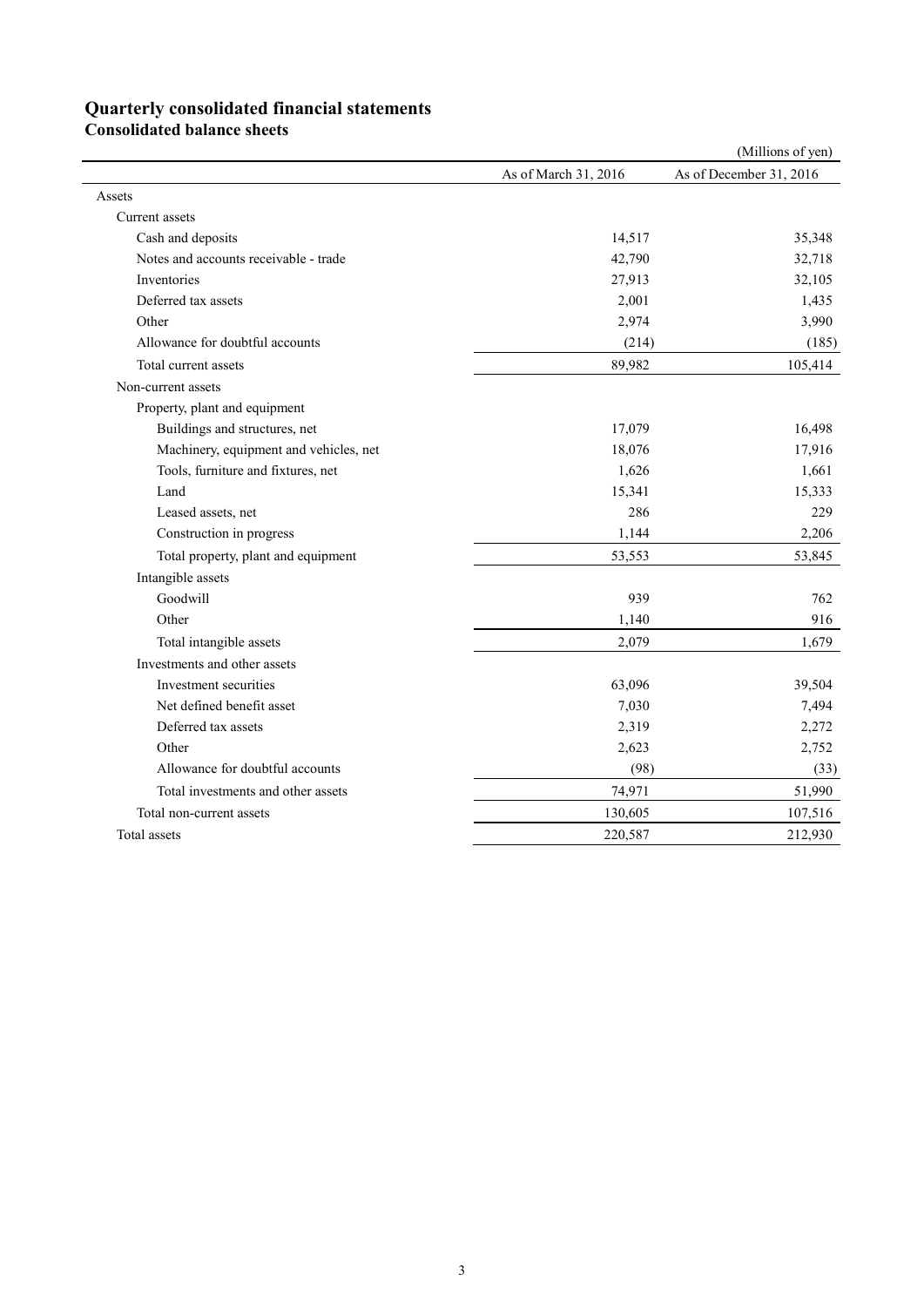# Quarterly consolidated financial statements

## Consolidated balance sheets

(Millions of yen)

| | As of March 31, 2016 | As of December 31, 2016 |
|---|---|---|
| Assets | | |
| Current assets | | |
| Cash and deposits | 14,517 | 35,348 |
| Notes and accounts receivable - trade | 42,790 | 32,718 |
| Inventories | 27,913 | 32,105 |
| Deferred tax assets | 2,001 | 1,435 |
| Other | 2,974 | 3,990 |
| Allowance for doubtful accounts | (214) | (185) |
| Total current assets | 89,982 | 105,414 |
| Non-current assets | | |
| Property, plant and equipment | | |
| Buildings and structures, net | 17,079 | 16,498 |
| Machinery, equipment and vehicles, net | 18,076 | 17,916 |
| Tools, furniture and fixtures, net | 1,626 | 1,661 |
| Land | 15,341 | 15,333 |
| Leased assets, net | 286 | 229 |
| Construction in progress | 1,144 | 2,206 |
| Total property, plant and equipment | 53,553 | 53,845 |
| Intangible assets | | |
| Goodwill | 939 | 762 |
| Other | 1,140 | 916 |
| Total intangible assets | 2,079 | 1,679 |
| Investments and other assets | | |
| Investment securities | 63,096 | 39,504 |
| Net defined benefit asset | 7,030 | 7,494 |
| Deferred tax assets | 2,319 | 2,272 |
| Other | 2,623 | 2,752 |
| Allowance for doubtful accounts | (98) | (33) |
| Total investments and other assets | 74,971 | 51,990 |
| Total non-current assets | 130,605 | 107,516 |
| Total assets | 220,587 | 212,930 |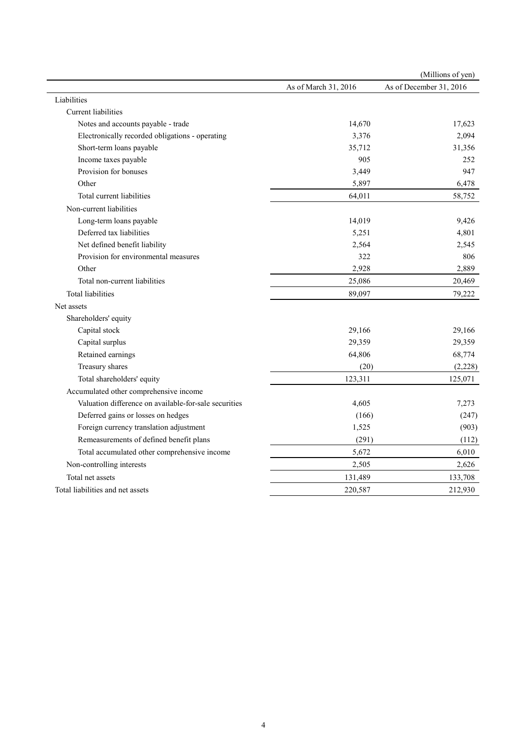(Millions of yen)

| | As of March 31, 2016 | As of December 31, 2016 |
|---|---|---|
| Liabilities | | |
| Current liabilities | | |
| Notes and accounts payable - trade | 14,670 | 17,623 |
| Electronically recorded obligations - operating | 3,376 | 2,094 |
| Short-term loans payable | 35,712 | 31,356 |
| Income taxes payable | 905 | 252 |
| Provision for bonuses | 3,449 | 947 |
| Other | 5,897 | 6,478 |
| Total current liabilities | 64,011 | 58,752 |
| Non-current liabilities | | |
| Long-term loans payable | 14,019 | 9,426 |
| Deferred tax liabilities | 5,251 | 4,801 |
| Net defined benefit liability | 2,564 | 2,545 |
| Provision for environmental measures | 322 | 806 |
| Other | 2,928 | 2,889 |
| Total non-current liabilities | 25,086 | 20,469 |
| Total liabilities | 89,097 | 79,222 |
| Net assets | | |
| Shareholders' equity | | |
| Capital stock | 29,166 | 29,166 |
| Capital surplus | 29,359 | 29,359 |
| Retained earnings | 64,806 | 68,774 |
| Treasury shares | (20) | (2,228) |
| Total shareholders' equity | 123,311 | 125,071 |
| Accumulated other comprehensive income | | |
| Valuation difference on available-for-sale securities | 4,605 | 7,273 |
| Deferred gains or losses on hedges | (166) | (247) |
| Foreign currency translation adjustment | 1,525 | (903) |
| Remeasurements of defined benefit plans | (291) | (112) |
| Total accumulated other comprehensive income | 5,672 | 6,010 |
| Non-controlling interests | 2,505 | 2,626 |
| Total net assets | 131,489 | 133,708 |
| Total liabilities and net assets | 220,587 | 212,930 |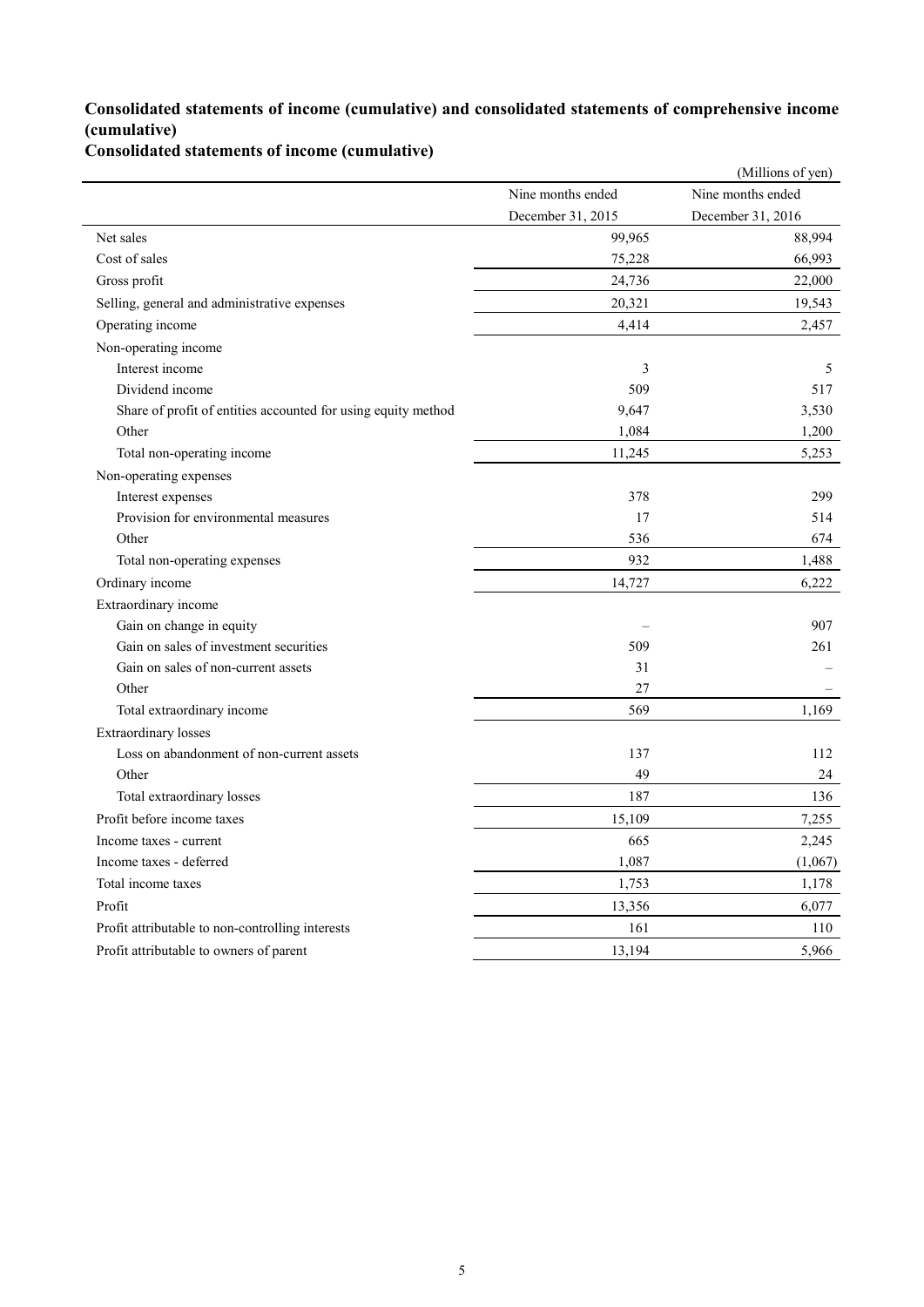## Consolidated statements of income (cumulative) and consolidated statements of comprehensive income (cumulative)

### Consolidated statements of income (cumulative)

(Millions of yen)

| | Nine months ended December 31, 2015 | Nine months ended December 31, 2016 |
|---|---|---|
| Net sales | 99,965 | 88,994 |
| Cost of sales | 75,228 | 66,993 |
| Gross profit | 24,736 | 22,000 |
| Selling, general and administrative expenses | 20,321 | 19,543 |
| Operating income | 4,414 | 2,457 |
| Non-operating income | | |
| Interest income | 3 | 5 |
| Dividend income | 509 | 517 |
| Share of profit of entities accounted for using equity method | 9,647 | 3,530 |
| Other | 1,084 | 1,200 |
| Total non-operating income | 11,245 | 5,253 |
| Non-operating expenses | | |
| Interest expenses | 378 | 299 |
| Provision for environmental measures | 17 | 514 |
| Other | 536 | 674 |
| Total non-operating expenses | 932 | 1,488 |
| Ordinary income | 14,727 | 6,222 |
| Extraordinary income | | |
| Gain on change in equity | – | 907 |
| Gain on sales of investment securities | 509 | 261 |
| Gain on sales of non-current assets | 31 | – |
| Other | 27 | – |
| Total extraordinary income | 569 | 1,169 |
| Extraordinary losses | | |
| Loss on abandonment of non-current assets | 137 | 112 |
| Other | 49 | 24 |
| Total extraordinary losses | 187 | 136 |
| Profit before income taxes | 15,109 | 7,255 |
| Income taxes - current | 665 | 2,245 |
| Income taxes - deferred | 1,087 | (1,067) |
| Total income taxes | 1,753 | 1,178 |
| Profit | 13,356 | 6,077 |
| Profit attributable to non-controlling interests | 161 | 110 |
| Profit attributable to owners of parent | 13,194 | 5,966 |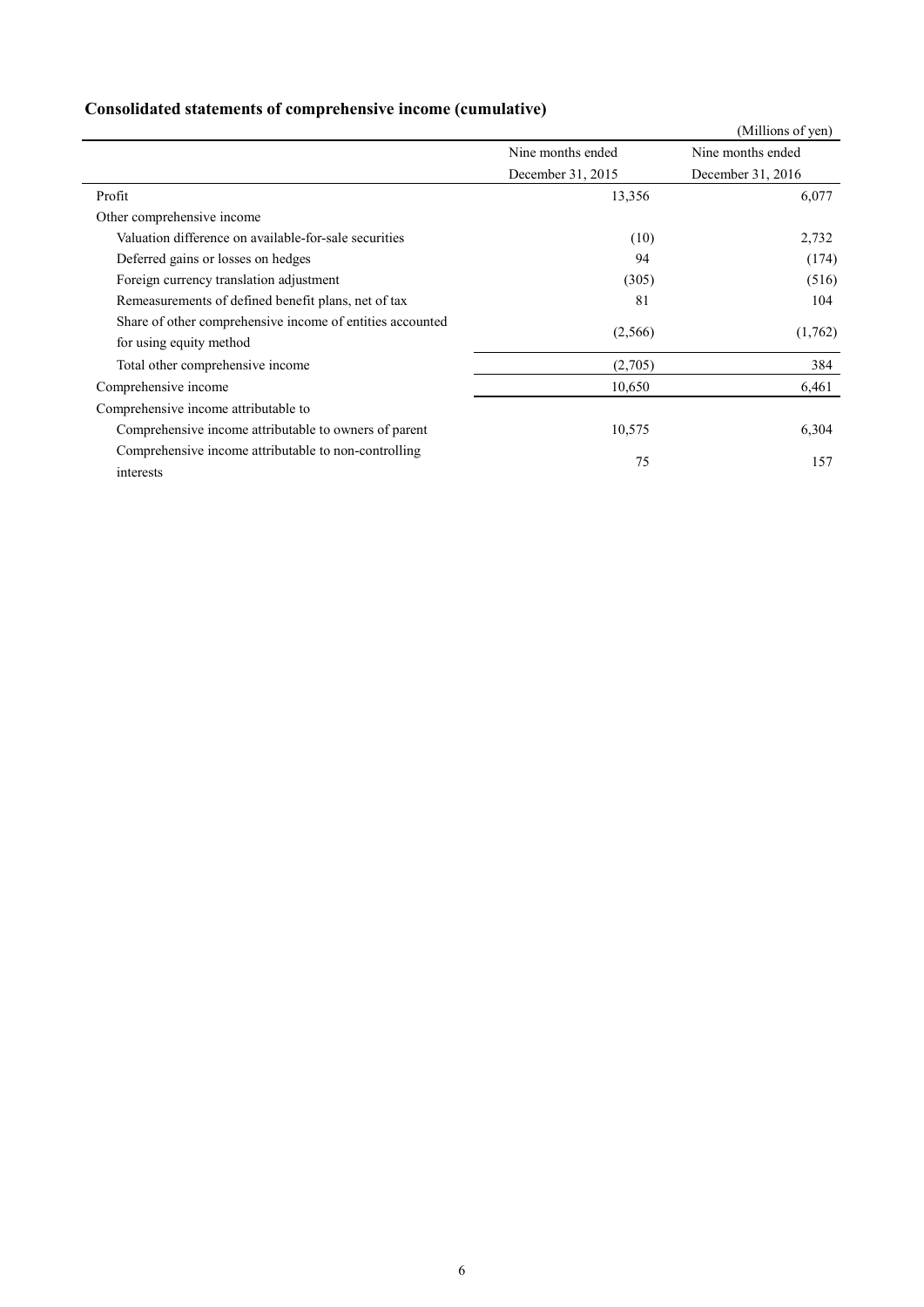## Consolidated statements of comprehensive income (cumulative)

(Millions of yen)

| | Nine months ended December 31, 2015 | Nine months ended December 31, 2016 |
|---|---|---|
| Profit | 13,356 | 6,077 |
| Other comprehensive income | | |
| Valuation difference on available-for-sale securities | (10) | 2,732 |
| Deferred gains or losses on hedges | 94 | (174) |
| Foreign currency translation adjustment | (305) | (516) |
| Remeasurements of defined benefit plans, net of tax | 81 | 104 |
| Share of other comprehensive income of entities accounted for using equity method | (2,566) | (1,762) |
| Total other comprehensive income | (2,705) | 384 |
| Comprehensive income | 10,650 | 6,461 |
| Comprehensive income attributable to | | |
| Comprehensive income attributable to owners of parent | 10,575 | 6,304 |
| Comprehensive income attributable to non-controlling interests | 75 | 157 |